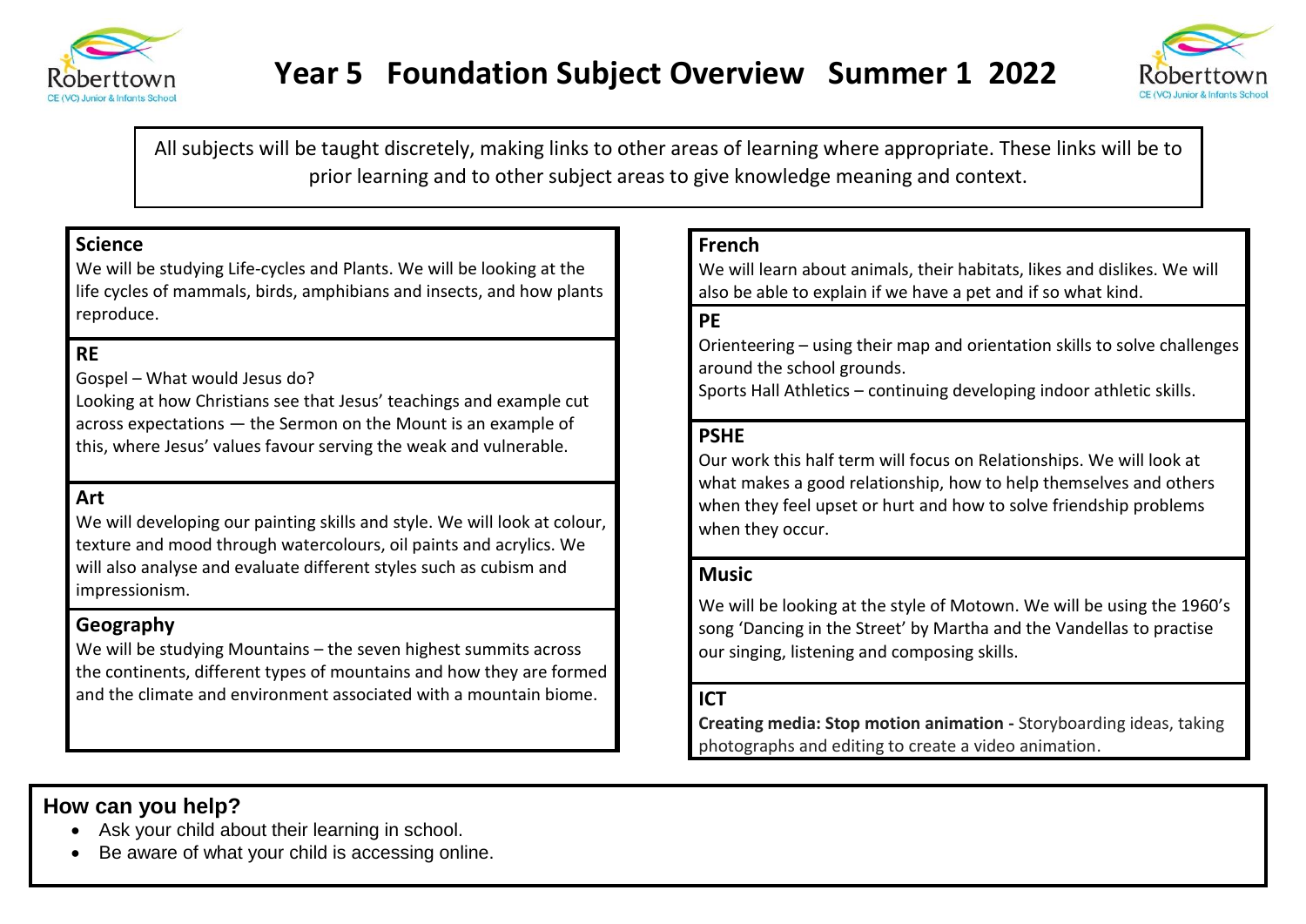# Year 5 Foundation Subject Overview Summer 1 2022

All subjects will be taught discretely, making links to other areas of learning where appropriate. These links will be to prior learning and to other subject areas to give knowledge meaning and context.

## Science

We will be studying Life-cycles and Plants. We will be looking at the life cycles of mammals, birds, amphibians and insects, and how plants reproduce.

## RE

Gospel – What would Jesus do?
Looking at how Christians see that Jesus' teachings and example cut across expectations — the Sermon on the Mount is an example of this, where Jesus' values favour serving the weak and vulnerable.

## Art

We will developing our painting skills and style. We will look at colour, texture and mood through watercolours, oil paints and acrylics. We will also analyse and evaluate different styles such as cubism and impressionism.

## Geography

We will be studying Mountains – the seven highest summits across the continents, different types of mountains and how they are formed and the climate and environment associated with a mountain biome.

## French

We will learn about animals, their habitats, likes and dislikes. We will also be able to explain if we have a pet and if so what kind.

## PE

Orienteering – using their map and orientation skills to solve challenges around the school grounds.
Sports Hall Athletics – continuing developing indoor athletic skills.

## PSHE

Our work this half term will focus on Relationships. We will look at what makes a good relationship, how to help themselves and others when they feel upset or hurt and how to solve friendship problems when they occur.

## Music

We will be looking at the style of Motown. We will be using the 1960's song 'Dancing in the Street' by Martha and the Vandellas to practise our singing, listening and composing skills.

## ICT

**Creating media: Stop motion animation -** Storyboarding ideas, taking photographs and editing to create a video animation.

## How can you help?

- Ask your child about their learning in school.
- Be aware of what your child is accessing online.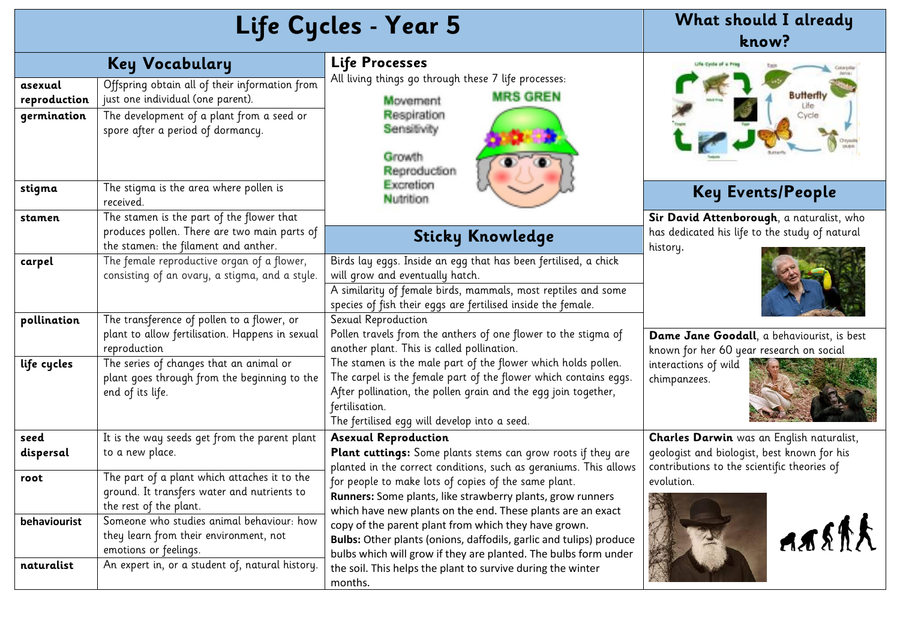# Life Cycles - Year 5

## Key Vocabulary

| Term | Definition |
|---|---|
| **asexual reproduction** | Offspring obtain all of their information from just one individual (one parent). |
| **germination** | The development of a plant from a seed or spore after a period of dormancy. |
| **stigma** | The stigma is the area where pollen is received. |
| **stamen** | The stamen is the part of the flower that produces pollen. There are two main parts of the stamen: the filament and anther. |
| **carpel** | The female reproductive organ of a flower, consisting of an ovary, a stigma, and a style. |
| **pollination** | The transference of pollen to a flower, or plant to allow fertilisation. Happens in sexual reproduction |
| **life cycles** | The series of changes that an animal or plant goes through from the beginning to the end of its life. |
| **seed dispersal** | It is the way seeds get from the parent plant to a new place. |
| **root** | The part of a plant which attaches it to the ground. It transfers water and nutrients to the rest of the plant. |
| **behaviourist** | Someone who studies animal behaviour: how they learn from their environment, not emotions or feelings. |
| **naturalist** | An expert in, or a student of, natural history. |

## Life Processes

All living things go through these 7 life processes:

MRS GREN

- Movement
- Respiration
- Sensitivity
- Growth
- Reproduction
- Excretion
- Nutrition

## Sticky Knowledge

Birds lay eggs. Inside an egg that has been fertilised, a chick will grow and eventually hatch.

A similarity of female birds, mammals, most reptiles and some species of fish their eggs are fertilised inside the female.

Sexual Reproduction

Pollen travels from the anthers of one flower to the stigma of another plant. This is called pollination.

The stamen is the male part of the flower which holds pollen.

The carpel is the female part of the flower which contains eggs.

After pollination, the pollen grain and the egg join together, fertilisation.

The fertilised egg will develop into a seed.

**Asexual Reproduction**

**Plant cuttings:** Some plants stems can grow roots if they are planted in the correct conditions, such as geraniums. This allows for people to make lots of copies of the same plant.

**Runners:** Some plants, like strawberry plants, grow runners which have new plants on the end. These plants are an exact copy of the parent plant from which they have grown.

**Bulbs:** Other plants (onions, daffodils, garlic and tulips) produce bulbs which will grow if they are planted. The bulbs form under the soil. This helps the plant to survive during the winter months.

## What should I already know?

Life Cycle of a Frog

Butterfly Life Cycle

## Key Events/People

**Sir David Attenborough**, a naturalist, who has dedicated his life to the study of natural history.

**Dame Jane Goodall**, a behaviourist, is best known for her 60 year research on social interactions of wild chimpanzees.

**Charles Darwin** was an English naturalist, geologist and biologist, best known for his contributions to the scientific theories of evolution.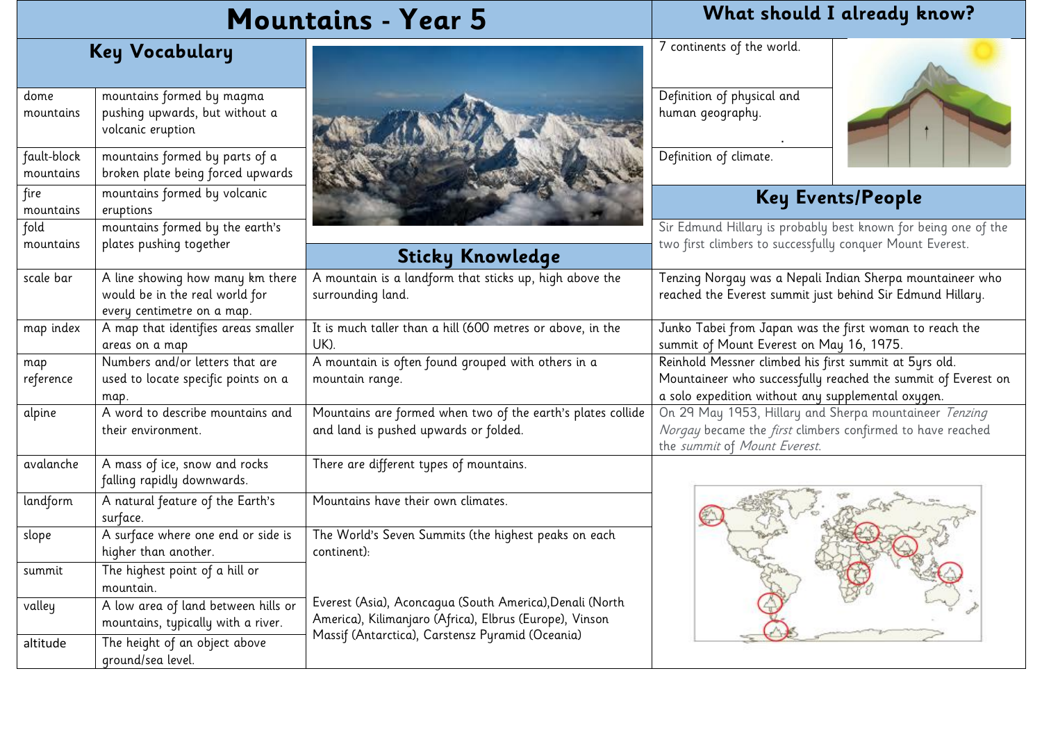# Mountains - Year 5

## Key Vocabulary

| | |
|---|---|
| dome mountains | mountains formed by magma pushing upwards, but without a volcanic eruption |
| fault-block mountains | mountains formed by parts of a broken plate being forced upwards |
| fire mountains | mountains formed by volcanic eruptions |
| fold mountains | mountains formed by the earth's plates pushing together |
| scale bar | A line showing how many km there would be in the real world for every centimetre on a map. |
| map index | A map that identifies areas smaller areas on a map |
| map reference | Numbers and/or letters that are used to locate specific points on a map. |
| alpine | A word to describe mountains and their environment. |
| avalanche | A mass of ice, snow and rocks falling rapidly downwards. |
| landform | A natural feature of the Earth's surface. |
| slope | A surface where one end or side is higher than another. |
| summit | The highest point of a hill or mountain. |
| valley | A low area of land between hills or mountains, typically with a river. |
| altitude | The height of an object above ground/sea level. |

## Sticky Knowledge

- A mountain is a landform that sticks up, high above the surrounding land.
- It is much taller than a hill (600 metres or above, in the UK).
- A mountain is often found grouped with others in a mountain range.
- Mountains are formed when two of the earth's plates collide and land is pushed upwards or folded.
- There are different types of mountains.
- Mountains have their own climates.
- The World's Seven Summits (the highest peaks on each continent):

  Everest (Asia), Aconcagua (South America),Denali (North America), Kilimanjaro (Africa), Elbrus (Europe), Vinson Massif (Antarctica), Carstensz Pyramid (Oceania)

## What should I already know?

- 7 continents of the world.
- Definition of physical and human geography.
- Definition of climate.

## Key Events/People

Sir Edmund Hillary is probably best known for being one of the two first climbers to successfully conquer Mount Everest.

Tenzing Norgay was a Nepali Indian Sherpa mountaineer who reached the Everest summit just behind Sir Edmund Hillary.

Junko Tabei from Japan was the first woman to reach the summit of Mount Everest on May 16, 1975.

Reinhold Messner climbed his first summit at 5yrs old. Mountaineer who successfully reached the summit of Everest on a solo expedition without any supplemental oxygen.

On 29 May 1953, Hillary and Sherpa mountaineer *Tenzing Norgay* became the *first* climbers confirmed to have reached the *summit* of *Mount Everest*.